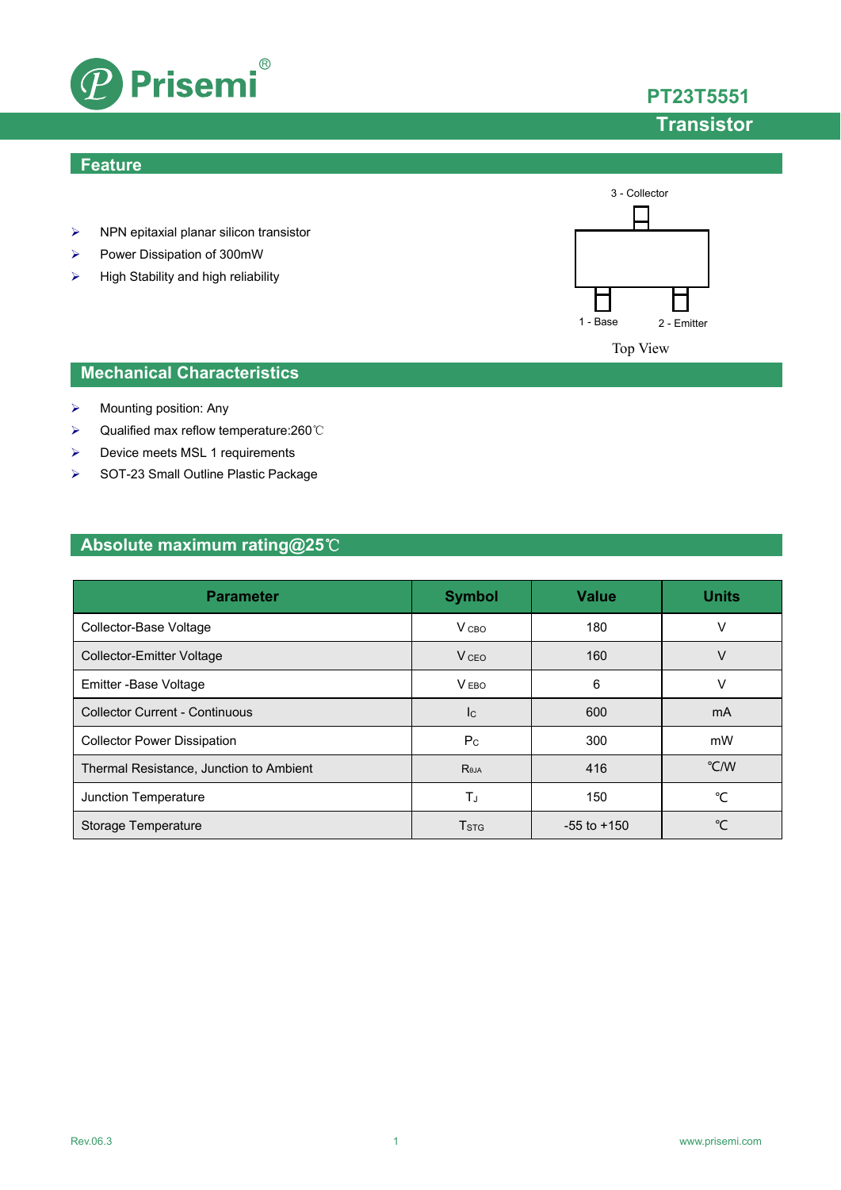# PT23T5551

## Transistor

## Feature

- NPN epitaxial planar silicon transistor
- Power Dissipation of 300mW
- High Stability and high reliability

3 - Collector

1 - Base

2 - Emitter

Top View

## Mechanical Characteristics

- Mounting position: Any
- Qualified max reflow temperature:260℃
- Device meets MSL 1 requirements
- SOT-23 Small Outline Plastic Package

## Absolute maximum rating@25℃

| Parameter | Symbol | Value | Units |
|---|---|---|---|
| Collector-Base Voltage | $V_{CBO}$ | 180 | V |
| Collector-Emitter Voltage | $V_{CEO}$ | 160 | V |
| Emitter -Base Voltage | $V_{EBO}$ | 6 | V |
| Collector Current - Continuous | $I_C$ | 600 | mA |
| Collector Power Dissipation | $P_C$ | 300 | mW |
| Thermal Resistance, Junction to Ambient | $R_{\theta JA}$ | 416 | ℃/W |
| Junction Temperature | $T_J$ | 150 | ℃ |
| Storage Temperature | $T_{STG}$ | -55 to +150 | ℃ |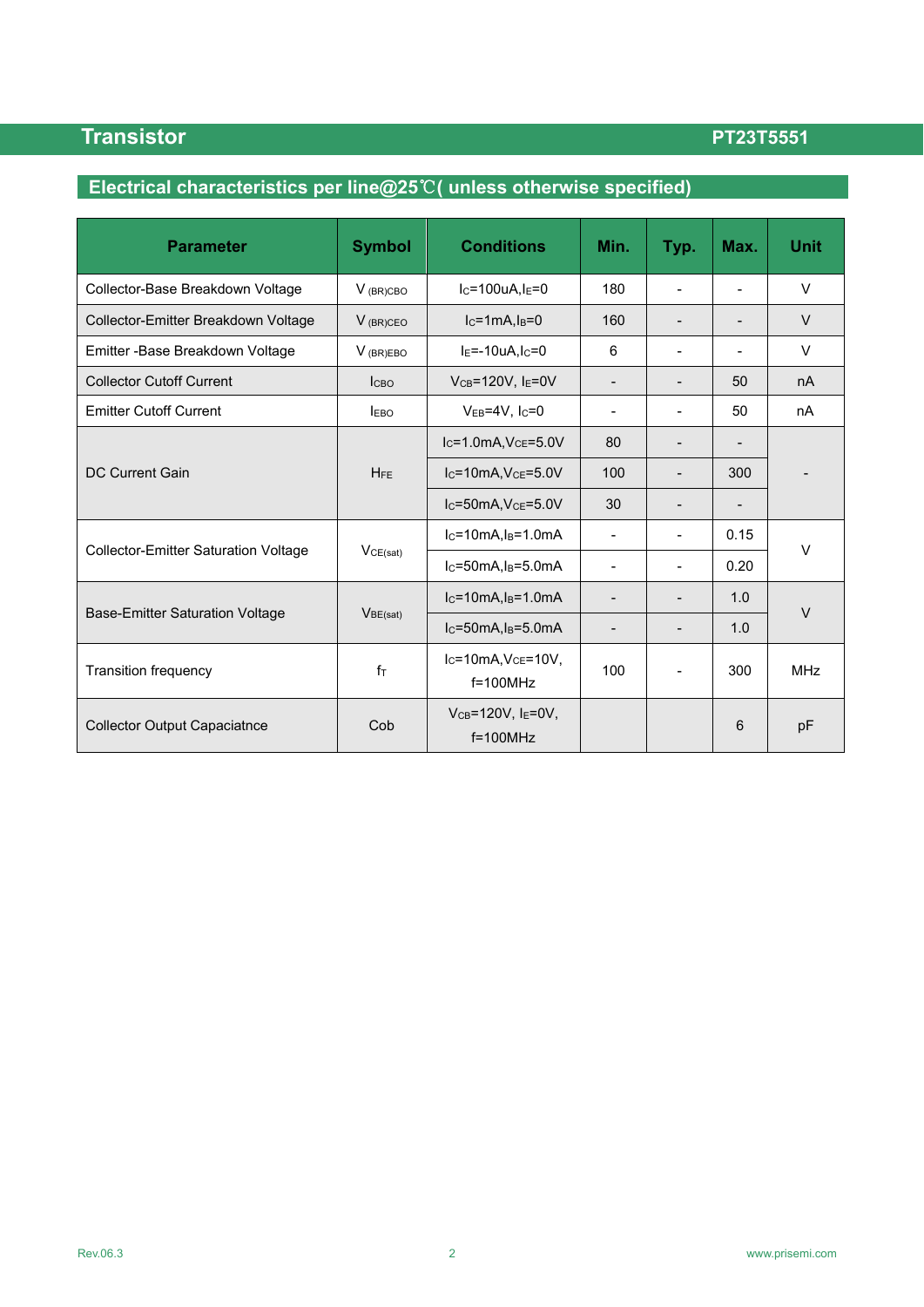## Electrical characteristics per line@25℃( unless otherwise specified)

| Parameter | Symbol | Conditions | Min. | Typ. | Max. | Unit |
|---|---|---|---|---|---|---|
| Collector-Base Breakdown Voltage | $V_{(BR)CBO}$ | $I_C$=100uA,$I_E$=0 | 180 | - | - | V |
| Collector-Emitter Breakdown Voltage | $V_{(BR)CEO}$ | $I_C$=1mA,$I_B$=0 | 160 | - | - | V |
| Emitter -Base Breakdown Voltage | $V_{(BR)EBO}$ | $I_E$=-10uA,$I_C$=0 | 6 | - | - | V |
| Collector Cutoff Current | $I_{CBO}$ | $V_{CB}$=120V, $I_E$=0V | - | - | 50 | nA |
| Emitter Cutoff Current | $I_{EBO}$ | $V_{EB}$=4V, $I_C$=0 | - | - | 50 | nA |
| DC Current Gain | $H_{FE}$ | $I_C$=1.0mA,$V_{CE}$=5.0V | 80 | - | - | - |
| | | $I_C$=10mA,$V_{CE}$=5.0V | 100 | - | 300 | |
| | | $I_C$=50mA,$V_{CE}$=5.0V | 30 | - | - | |
| Collector-Emitter Saturation Voltage | $V_{CE(sat)}$ | $I_C$=10mA,$I_B$=1.0mA | - | - | 0.15 | V |
| | | $I_C$=50mA,$I_B$=5.0mA | - | - | 0.20 | |
| Base-Emitter Saturation Voltage | $V_{BE(sat)}$ | $I_C$=10mA,$I_B$=1.0mA | - | - | 1.0 | V |
| | | $I_C$=50mA,$I_B$=5.0mA | - | - | 1.0 | |
| Transition frequency | $f_T$ | $I_C$=10mA,$V_{CE}$=10V, f=100MHz | 100 | - | 300 | MHz |
| Collector Output Capaciatnce | Cob | $V_{CB}$=120V, $I_E$=0V, f=100MHz | | | 6 | pF |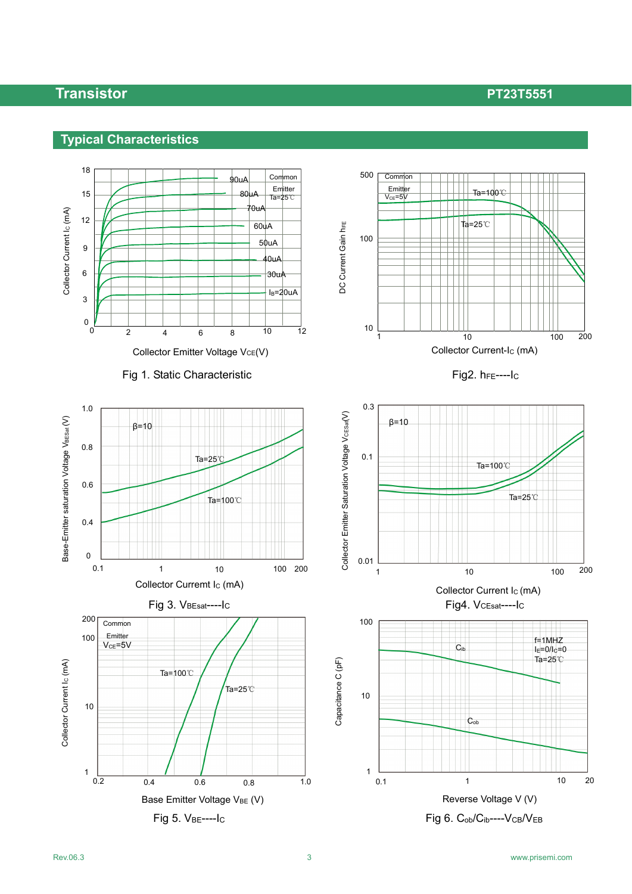## Typical Characteristics

Fig 1. Static Characteristic

Fig2. $h_{FE}$----$I_C$

Fig 3. $V_{BEsat}$----$I_C$

Fig4. $V_{CEsat}$----$I_C$

Fig 5. $V_{BE}$----$I_C$

Fig 6. $C_{ob}/C_{ib}$----$V_{CB}/V_{EB}$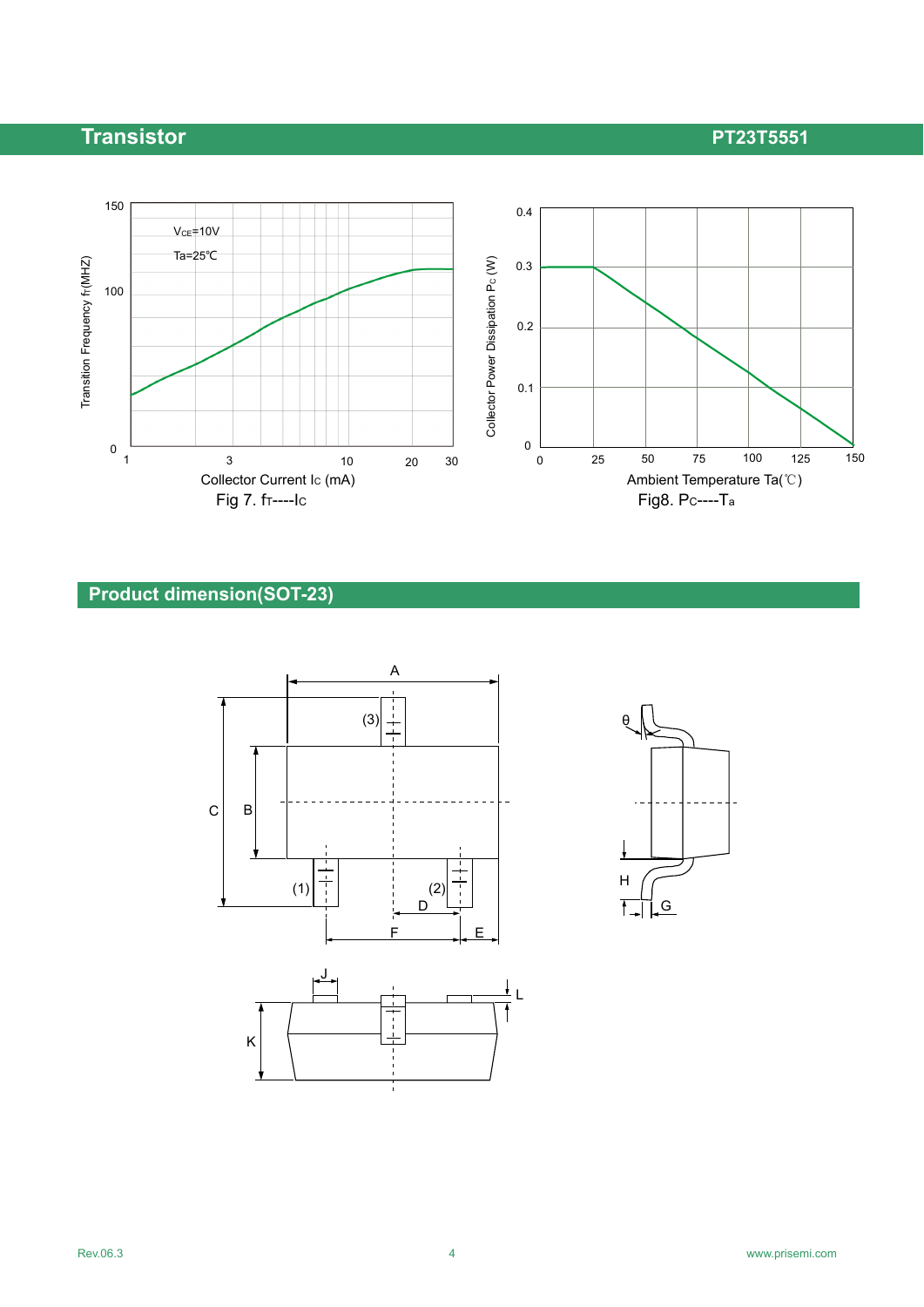Fig 7. $f_T$----$I_C$

Fig8. $P_C$----$T_a$

## Product dimension(SOT-23)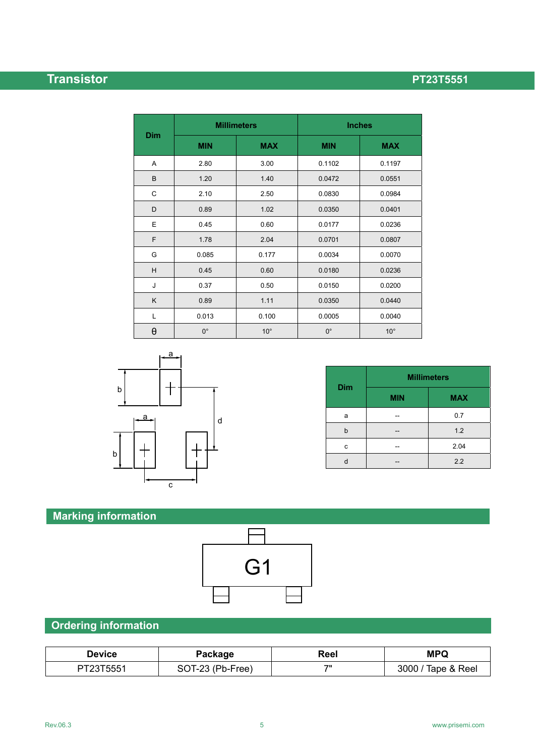| Dim | Millimeters | | Inches | |
|---|---|---|---|---|
| | MIN | MAX | MIN | MAX |
| A | 2.80 | 3.00 | 0.1102 | 0.1197 |
| B | 1.20 | 1.40 | 0.0472 | 0.0551 |
| C | 2.10 | 2.50 | 0.0830 | 0.0984 |
| D | 0.89 | 1.02 | 0.0350 | 0.0401 |
| E | 0.45 | 0.60 | 0.0177 | 0.0236 |
| F | 1.78 | 2.04 | 0.0701 | 0.0807 |
| G | 0.085 | 0.177 | 0.0034 | 0.0070 |
| H | 0.45 | 0.60 | 0.0180 | 0.0236 |
| J | 0.37 | 0.50 | 0.0150 | 0.0200 |
| K | 0.89 | 1.11 | 0.0350 | 0.0440 |
| L | 0.013 | 0.100 | 0.0005 | 0.0040 |
| θ | 0° | 10° | 0° | 10° |

| Dim | Millimeters | |
|---|---|---|
| | MIN | MAX |
| a | -- | 0.7 |
| b | -- | 1.2 |
| c | -- | 2.04 |
| d | -- | 2.2 |

## Marking information

G1

## Ordering information

| Device | Package | Reel | MPQ |
|---|---|---|---|
| PT23T5551 | SOT-23 (Pb-Free) | 7" | 3000 / Tape & Reel |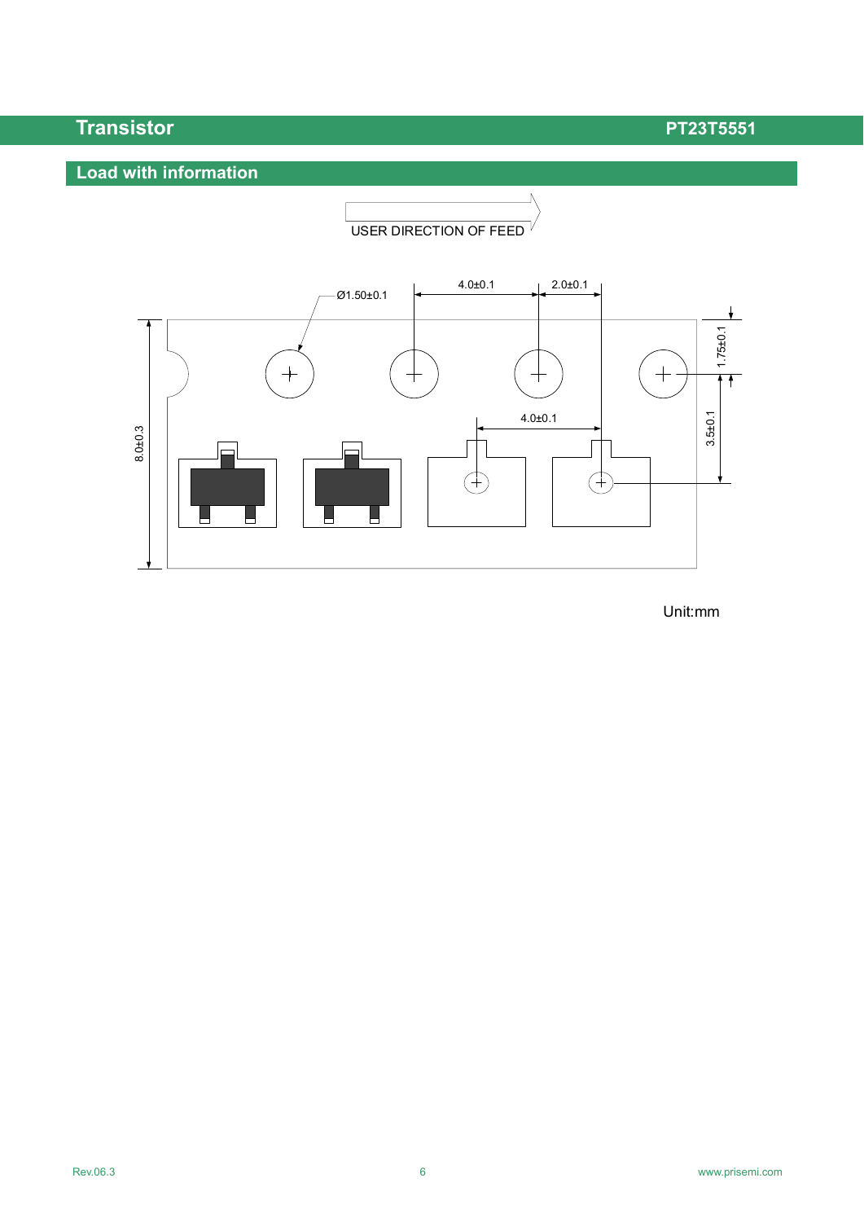## Load with information

USER DIRECTION OF FEED

Ø1.50±0.1

4.0±0.1

2.0±0.1

1.75±0.1

4.0±0.1

3.5±0.1

8.0±0.3

Unit:mm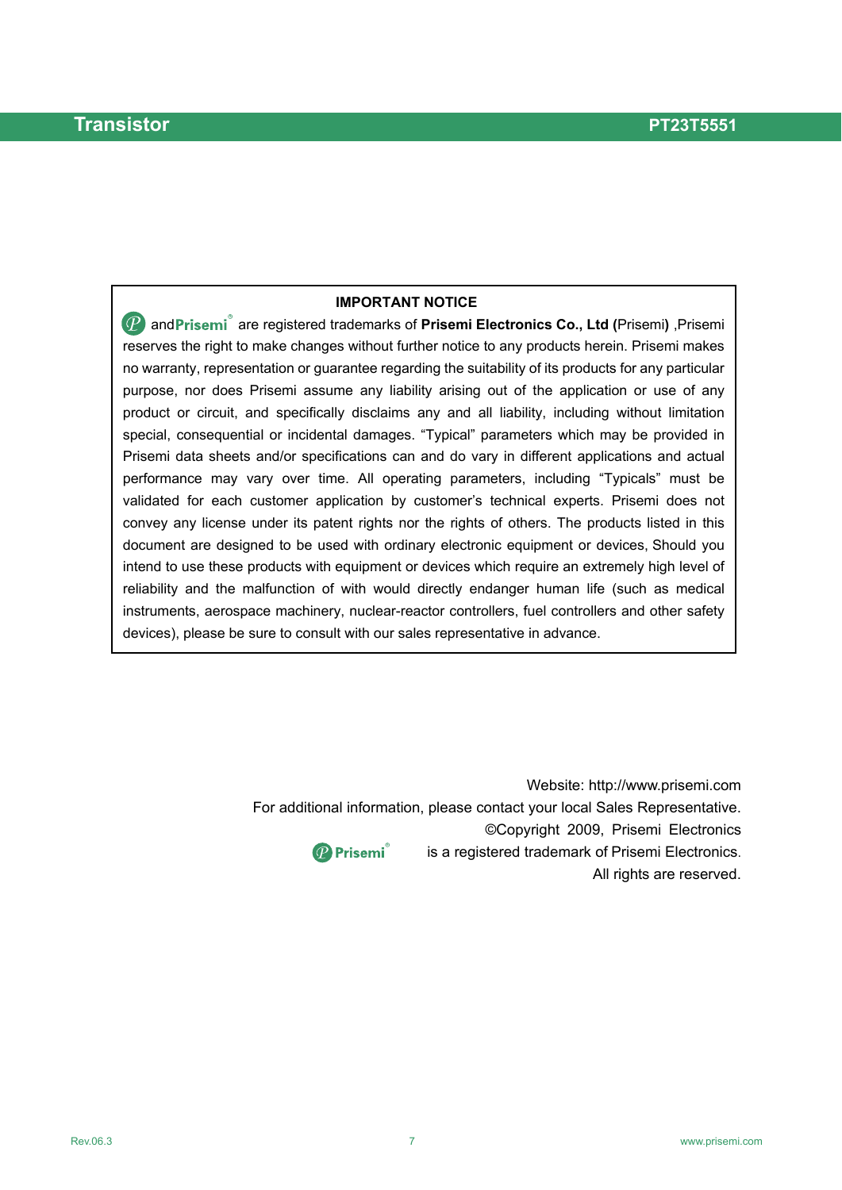## IMPORTANT NOTICE

and **Prisemi**® are registered trademarks of **Prisemi Electronics Co., Ltd (**Prisemi**)** ,Prisemi reserves the right to make changes without further notice to any products herein. Prisemi makes no warranty, representation or guarantee regarding the suitability of its products for any particular purpose, nor does Prisemi assume any liability arising out of the application or use of any product or circuit, and specifically disclaims any and all liability, including without limitation special, consequential or incidental damages. “Typical” parameters which may be provided in Prisemi data sheets and/or specifications can and do vary in different applications and actual performance may vary over time. All operating parameters, including “Typicals” must be validated for each customer application by customer’s technical experts. Prisemi does not convey any license under its patent rights nor the rights of others. The products listed in this document are designed to be used with ordinary electronic equipment or devices, Should you intend to use these products with equipment or devices which require an extremely high level of reliability and the malfunction of with would directly endanger human life (such as medical instruments, aerospace machinery, nuclear-reactor controllers, fuel controllers and other safety devices), please be sure to consult with our sales representative in advance.

Website: http://www.prisemi.com

For additional information, please contact your local Sales Representative.

©Copyright 2009, Prisemi Electronics

Prisemi® is a registered trademark of Prisemi Electronics.

All rights are reserved.